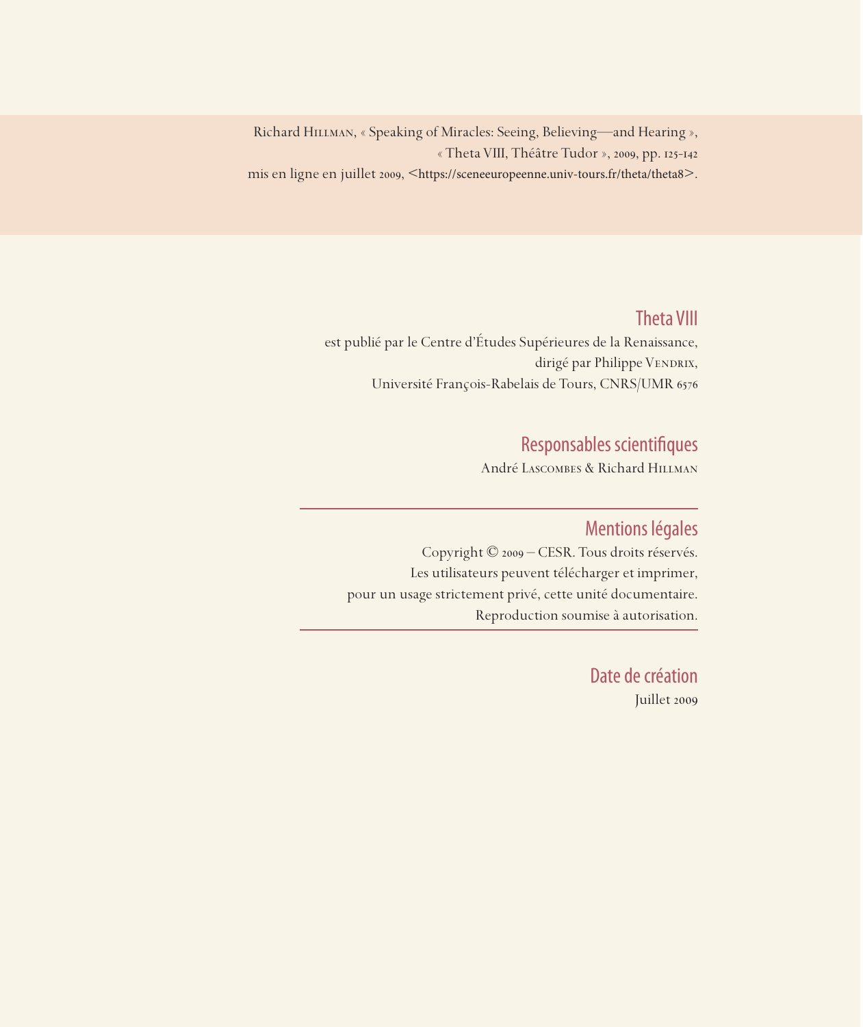Richard Hillman, « Speaking of Miracles: Seeing, Believing—and Hearing »,
« Theta VIII, Théâtre Tudor », 2009, pp. 125-142
mis en ligne en juillet 2009, <https://sceneeuropeenne.univ-tours.fr/theta/theta8>.

## Theta VIII

est publié par le Centre d'Études Supérieures de la Renaissance,
dirigé par Philippe Vendrix,
Université François-Rabelais de Tours, CNRS/UMR 6576

## Responsables scientifiques

André Lascombes & Richard Hillman

## Mentions légales

Copyright © 2009 – CESR. Tous droits réservés.
Les utilisateurs peuvent télécharger et imprimer,
pour un usage strictement privé, cette unité documentaire.
Reproduction soumise à autorisation.

## Date de création

Juillet 2009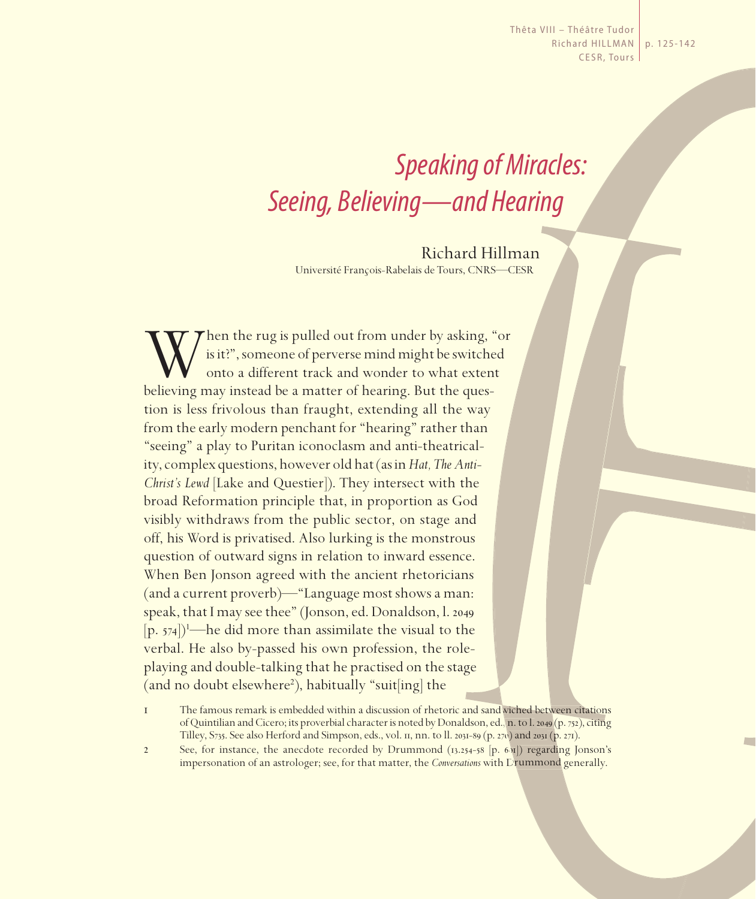# *Speaking of Miracles: Seeing, Believing—and Hearing*

Richard Hillman
Université François-Rabelais de Tours, CNRS—CESR

When the rug is pulled out from under by asking, "or is it?", someone of perverse mind might be switched onto a different track and wonder to what extent believing may instead be a matter of hearing. But the question is less frivolous than fraught, extending all the way from the early modern penchant for "hearing" rather than "seeing" a play to Puritan iconoclasm and anti-theatricality, complex questions, however old hat (as in *Hat, The Anti-Christ's Lewd* [Lake and Questier]). They intersect with the broad Reformation principle that, in proportion as God visibly withdraws from the public sector, on stage and off, his Word is privatised. Also lurking is the monstrous question of outward signs in relation to inward essence. When Ben Jonson agreed with the ancient rhetoricians (and a current proverb)—"Language most shows a man: speak, that I may see thee" (Jonson, ed. Donaldson, l. 2049 [p. 574])[1]—he did more than assimilate the visual to the verbal. He also by-passed his own profession, the role-playing and double-talking that he practised on the stage (and no doubt elsewhere[2]), habitually "suit[ing] the

1 The famous remark is embedded within a discussion of rhetoric and sandwiched between citations of Quintilian and Cicero; its proverbial character is noted by Donaldson, ed., n. to l. 2049 (p. 752), citing Tilley, S735. See also Herford and Simpson, eds., vol. 11, nn. to ll. 2031-89 (p. 270) and 2031 (p. 271).

2 See, for instance, the anecdote recorded by Drummond (13.254-58 [p. 601]) regarding Jonson's impersonation of an astrologer; see, for that matter, the *Conversations* with Drummond generally.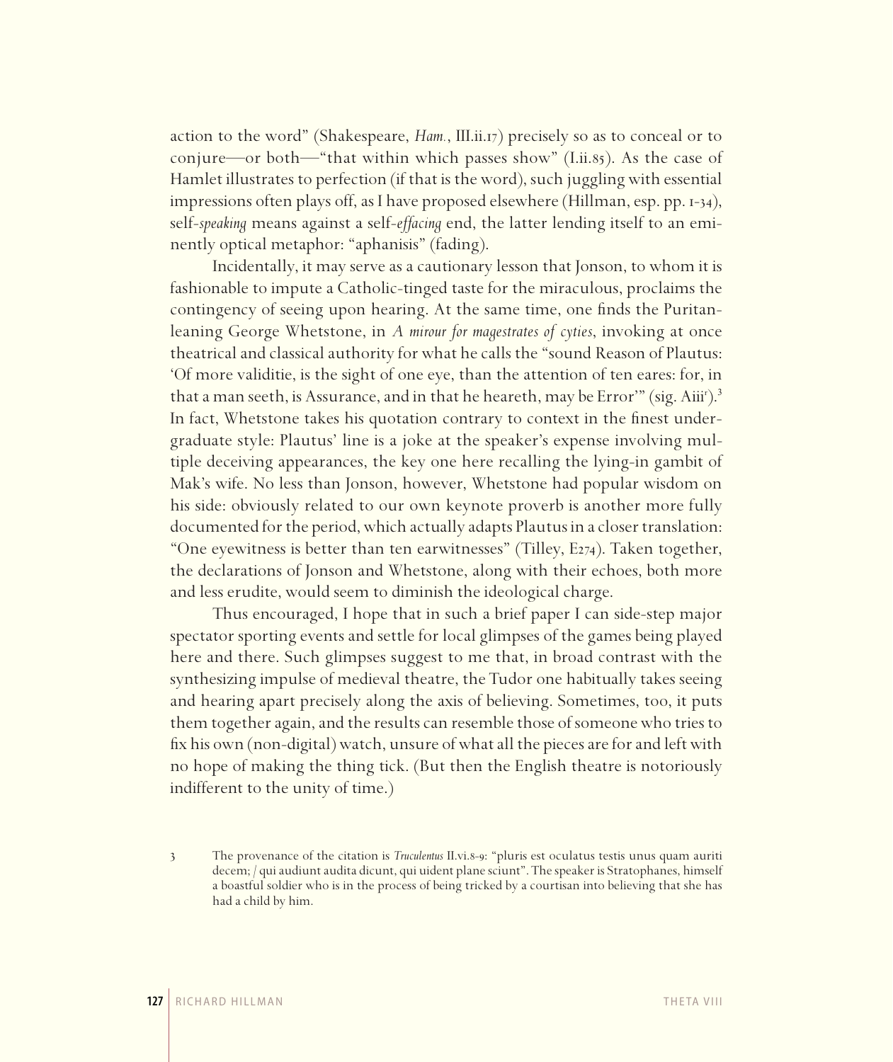action to the word" (Shakespeare, *Ham.*, III.ii.17) precisely so as to conceal or to conjure—or both—"that within which passes show" (I.ii.85). As the case of Hamlet illustrates to perfection (if that is the word), such juggling with essential impressions often plays off, as I have proposed elsewhere (Hillman, esp. pp. 1-34), self-*speaking* means against a self-*effacing* end, the latter lending itself to an eminently optical metaphor: "aphanisis" (fading).

Incidentally, it may serve as a cautionary lesson that Jonson, to whom it is fashionable to impute a Catholic-tinged taste for the miraculous, proclaims the contingency of seeing upon hearing. At the same time, one finds the Puritan-leaning George Whetstone, in *A mirour for magestrates of cyties*, invoking at once theatrical and classical authority for what he calls the "sound Reason of Plautus: 'Of more validitie, is the sight of one eye, than the attention of ten eares: for, in that a man seeth, is Assurance, and in that he heareth, may be Error'" (sig. Aiii^r^).[3] In fact, Whetstone takes his quotation contrary to context in the finest undergraduate style: Plautus' line is a joke at the speaker's expense involving multiple deceiving appearances, the key one here recalling the lying-in gambit of Mak's wife. No less than Jonson, however, Whetstone had popular wisdom on his side: obviously related to our own keynote proverb is another more fully documented for the period, which actually adapts Plautus in a closer translation: "One eyewitness is better than ten earwitnesses" (Tilley, E274). Taken together, the declarations of Jonson and Whetstone, along with their echoes, both more and less erudite, would seem to diminish the ideological charge.

Thus encouraged, I hope that in such a brief paper I can side-step major spectator sporting events and settle for local glimpses of the games being played here and there. Such glimpses suggest to me that, in broad contrast with the synthesizing impulse of medieval theatre, the Tudor one habitually takes seeing and hearing apart precisely along the axis of believing. Sometimes, too, it puts them together again, and the results can resemble those of someone who tries to fix his own (non-digital) watch, unsure of what all the pieces are for and left with no hope of making the thing tick. (But then the English theatre is notoriously indifferent to the unity of time.)

3 The provenance of the citation is *Truculentus* II.vi.8-9: "pluris est oculatus testis unus quam auriti decem; / qui audiunt audita dicunt, qui uident plane sciunt". The speaker is Stratophanes, himself a boastful soldier who is in the process of being tricked by a courtisan into believing that she has had a child by him.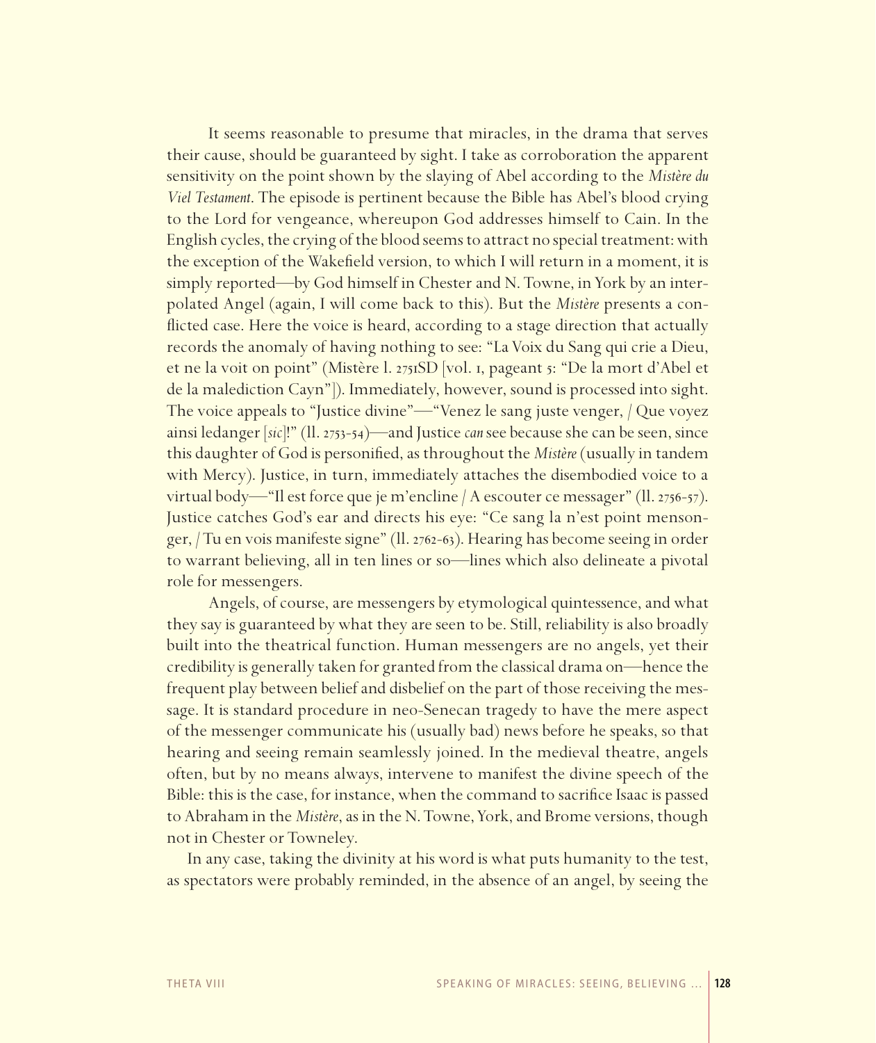It seems reasonable to presume that miracles, in the drama that serves their cause, should be guaranteed by sight. I take as corroboration the apparent sensitivity on the point shown by the slaying of Abel according to the *Mistère du Viel Testament*. The episode is pertinent because the Bible has Abel's blood crying to the Lord for vengeance, whereupon God addresses himself to Cain. In the English cycles, the crying of the blood seems to attract no special treatment: with the exception of the Wakefield version, to which I will return in a moment, it is simply reported—by God himself in Chester and N. Towne, in York by an interpolated Angel (again, I will come back to this). But the *Mistère* presents a conflicted case. Here the voice is heard, according to a stage direction that actually records the anomaly of having nothing to see: "La Voix du Sang qui crie a Dieu, et ne la voit on point" (Mistère l. 2751SD [vol. 1, pageant 5: "De la mort d'Abel et de la malediction Cayn"]). Immediately, however, sound is processed into sight. The voice appeals to "Justice divine"—"Venez le sang juste venger, / Que voyez ainsi ledanger [*sic*]!" (ll. 2753-54)—and Justice *can* see because she can be seen, since this daughter of God is personified, as throughout the *Mistère* (usually in tandem with Mercy). Justice, in turn, immediately attaches the disembodied voice to a virtual body—"Il est force que je m'encline / A escouter ce messager" (ll. 2756-57). Justice catches God's ear and directs his eye: "Ce sang la n'est point mensonger, / Tu en vois manifeste signe" (ll. 2762-63). Hearing has become seeing in order to warrant believing, all in ten lines or so—lines which also delineate a pivotal role for messengers.

Angels, of course, are messengers by etymological quintessence, and what they say is guaranteed by what they are seen to be. Still, reliability is also broadly built into the theatrical function. Human messengers are no angels, yet their credibility is generally taken for granted from the classical drama on—hence the frequent play between belief and disbelief on the part of those receiving the message. It is standard procedure in neo-Senecan tragedy to have the mere aspect of the messenger communicate his (usually bad) news before he speaks, so that hearing and seeing remain seamlessly joined. In the medieval theatre, angels often, but by no means always, intervene to manifest the divine speech of the Bible: this is the case, for instance, when the command to sacrifice Isaac is passed to Abraham in the *Mistère*, as in the N. Towne, York, and Brome versions, though not in Chester or Towneley.

In any case, taking the divinity at his word is what puts humanity to the test, as spectators were probably reminded, in the absence of an angel, by seeing the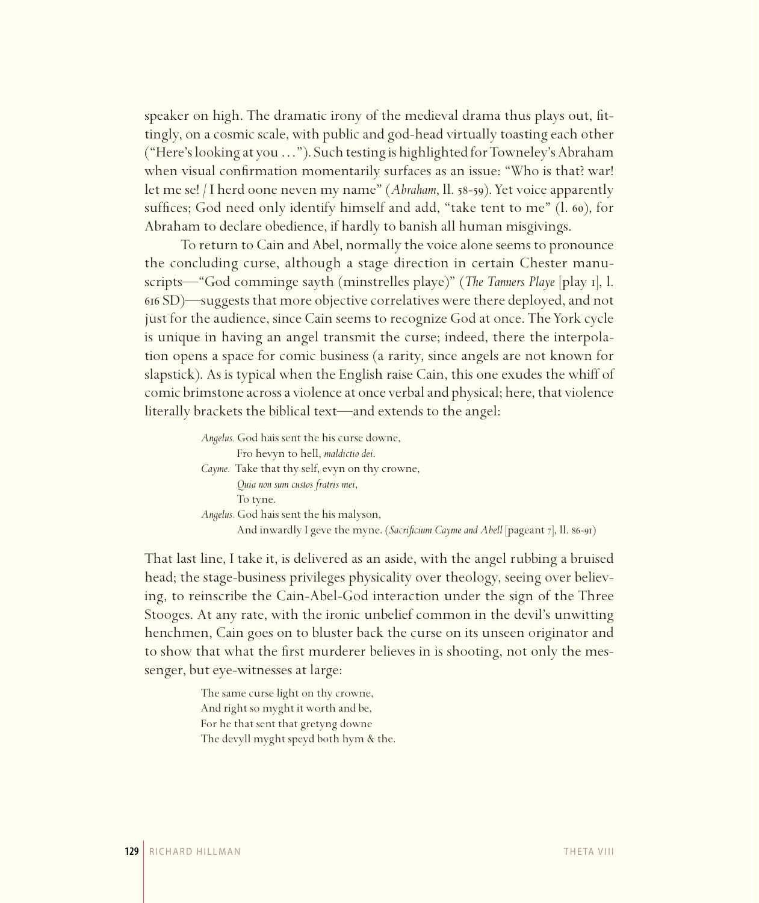speaker on high. The dramatic irony of the medieval drama thus plays out, fittingly, on a cosmic scale, with public and god-head virtually toasting each other ("Here's looking at you ..."). Such testing is highlighted for Towneley's Abraham when visual confirmation momentarily surfaces as an issue: "Who is that? war! let me se! / I herd oone neven my name" (*Abraham*, ll. 58-59). Yet voice apparently suffices; God need only identify himself and add, "take tent to me" (l. 60), for Abraham to declare obedience, if hardly to banish all human misgivings.

To return to Cain and Abel, normally the voice alone seems to pronounce the concluding curse, although a stage direction in certain Chester manuscripts—"God comminge sayth (minstrelles playe)" (*The Tanners Playe* [play 1], l. 616 SD)—suggests that more objective correlatives were there deployed, and not just for the audience, since Cain seems to recognize God at once. The York cycle is unique in having an angel transmit the curse; indeed, there the interpolation opens a space for comic business (a rarity, since angels are not known for slapstick). As is typical when the English raise Cain, this one exudes the whiff of comic brimstone across a violence at once verbal and physical; here, that violence literally brackets the biblical text—and extends to the angel:

> *Angelus.* God hais sent the his curse downe,
> Fro hevyn to hell, *maldictio dei*.
> *Cayme.* Take that thy self, evyn on thy crowne,
> *Quia non sum custos fratris mei*,
> To tyne.
> *Angelus.* God hais sent the his malyson,
> And inwardly I geve the myne. (*Sacrificium Cayme and Abell* [pageant 7], ll. 86-91)

That last line, I take it, is delivered as an aside, with the angel rubbing a bruised head; the stage-business privileges physicality over theology, seeing over believing, to reinscribe the Cain-Abel-God interaction under the sign of the Three Stooges. At any rate, with the ironic unbelief common in the devil's unwitting henchmen, Cain goes on to bluster back the curse on its unseen originator and to show that what the first murderer believes in is shooting, not only the messenger, but eye-witnesses at large:

> The same curse light on thy crowne,
> And right so myght it worth and be,
> For he that sent that gretyng downe
> The devyll myght speyd both hym & the.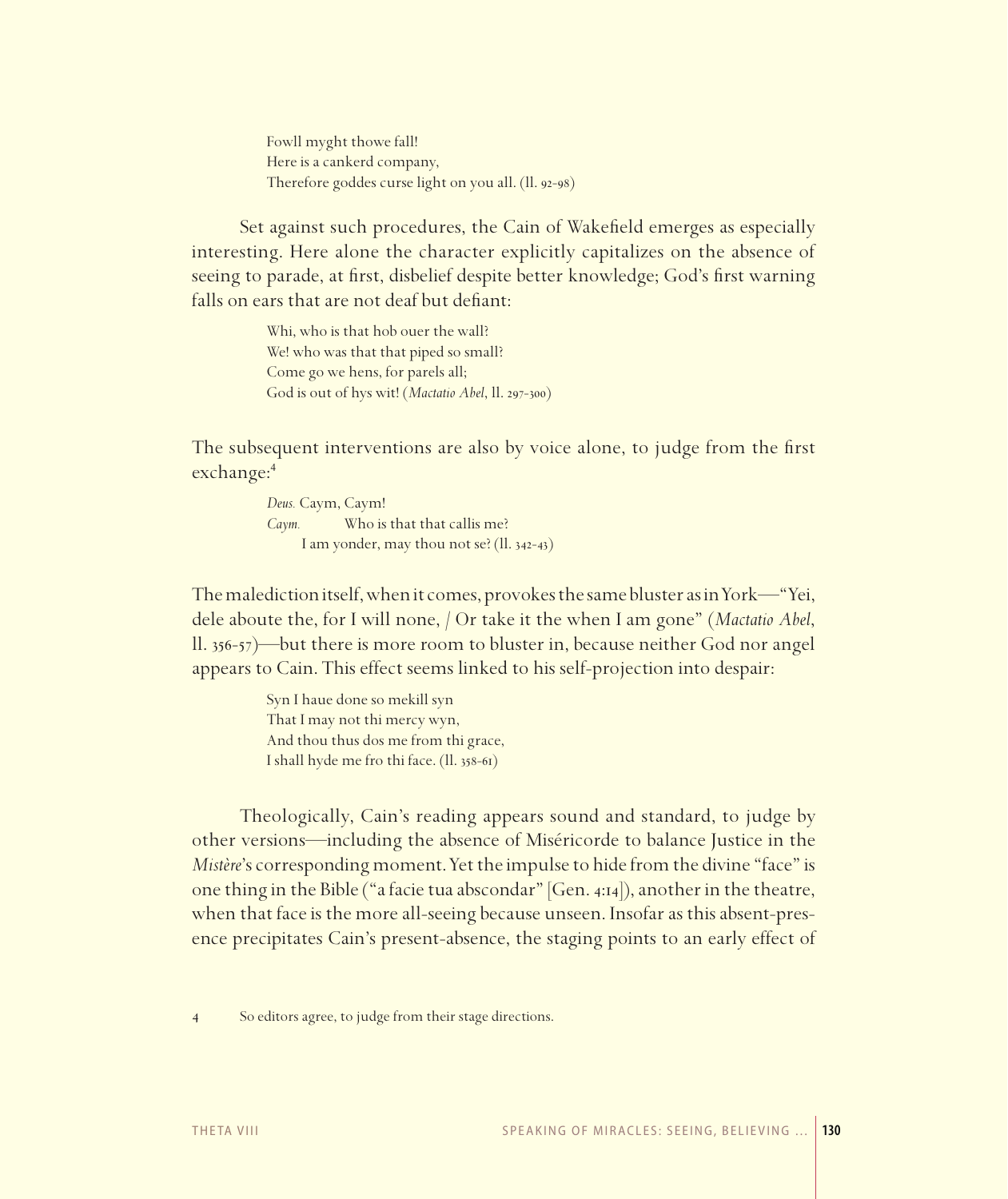> Fowll myght thowe fall!
> Here is a cankerd company,
> Therefore goddes curse light on you all. (ll. 92-98)

Set against such procedures, the Cain of Wakefield emerges as especially interesting. Here alone the character explicitly capitalizes on the absence of seeing to parade, at first, disbelief despite better knowledge; God's first warning falls on ears that are not deaf but defiant:

> Whi, who is that hob ouer the wall?
> We! who was that that piped so small?
> Come go we hens, for parels all;
> God is out of hys wit! (*Mactatio Abel*, ll. 297-300)

The subsequent interventions are also by voice alone, to judge from the first exchange:[4]

> *Deus.* Caym, Caym!
> *Caym.* Who is that that callis me?
> I am yonder, may thou not se? (ll. 342-43)

The malediction itself, when it comes, provokes the same bluster as in York—"Yei, dele aboute the, for I will none, / Or take it the when I am gone" (*Mactatio Abel*, ll. 356-57)—but there is more room to bluster in, because neither God nor angel appears to Cain. This effect seems linked to his self-projection into despair:

> Syn I haue done so mekill syn
> That I may not thi mercy wyn,
> And thou thus dos me from thi grace,
> I shall hyde me fro thi face. (ll. 358-61)

Theologically, Cain's reading appears sound and standard, to judge by other versions—including the absence of Miséricorde to balance Justice in the *Mistère*'s corresponding moment. Yet the impulse to hide from the divine "face" is one thing in the Bible ("a facie tua abscondar" [Gen. 4:14]), another in the theatre, when that face is the more all-seeing because unseen. Insofar as this absent-presence precipitates Cain's present-absence, the staging points to an early effect of

4 So editors agree, to judge from their stage directions.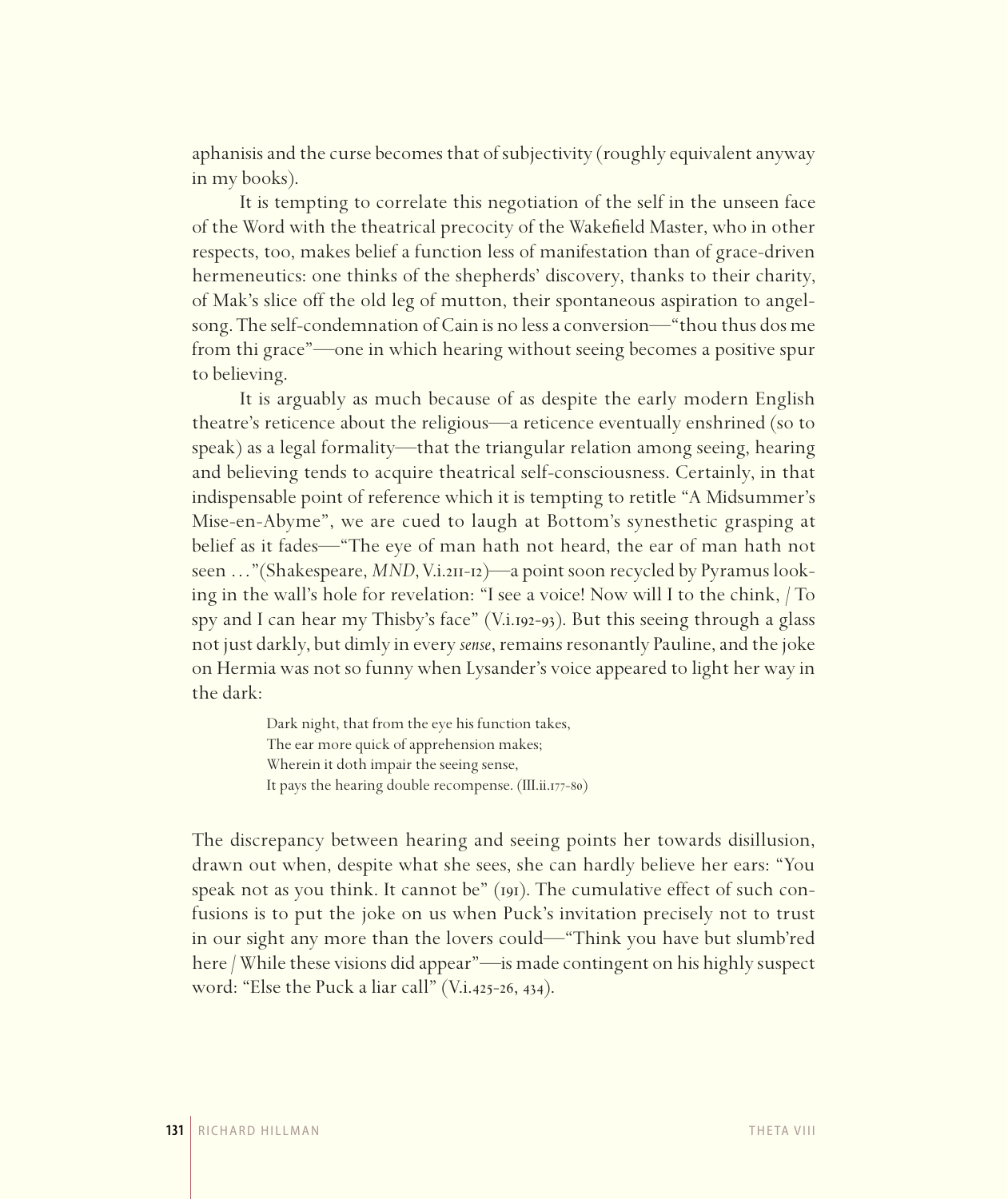aphanisis and the curse becomes that of subjectivity (roughly equivalent anyway in my books).

It is tempting to correlate this negotiation of the self in the unseen face of the Word with the theatrical precocity of the Wakefield Master, who in other respects, too, makes belief a function less of manifestation than of grace-driven hermeneutics: one thinks of the shepherds' discovery, thanks to their charity, of Mak's slice off the old leg of mutton, their spontaneous aspiration to angel-song. The self-condemnation of Cain is no less a conversion—"thou thus dos me from thi grace"—one in which hearing without seeing becomes a positive spur to believing.

It is arguably as much because of as despite the early modern English theatre's reticence about the religious—a reticence eventually enshrined (so to speak) as a legal formality—that the triangular relation among seeing, hearing and believing tends to acquire theatrical self-consciousness. Certainly, in that indispensable point of reference which it is tempting to retitle "A Midsummer's Mise-en-Abyme", we are cued to laugh at Bottom's synesthetic grasping at belief as it fades—"The eye of man hath not heard, the ear of man hath not seen …"(Shakespeare, *MND*, V.i.211-12)—a point soon recycled by Pyramus looking in the wall's hole for revelation: "I see a voice! Now will I to the chink, / To spy and I can hear my Thisby's face" (V.i.192-93). But this seeing through a glass not just darkly, but dimly in every *sense*, remains resonantly Pauline, and the joke on Hermia was not so funny when Lysander's voice appeared to light her way in the dark:

> Dark night, that from the eye his function takes,
> The ear more quick of apprehension makes;
> Wherein it doth impair the seeing sense,
> It pays the hearing double recompense. (III.ii.177-80)

The discrepancy between hearing and seeing points her towards disillusion, drawn out when, despite what she sees, she can hardly believe her ears: "You speak not as you think. It cannot be" (191). The cumulative effect of such confusions is to put the joke on us when Puck's invitation precisely not to trust in our sight any more than the lovers could—"Think you have but slumb'red here / While these visions did appear"—is made contingent on his highly suspect word: "Else the Puck a liar call" (V.i.425-26, 434).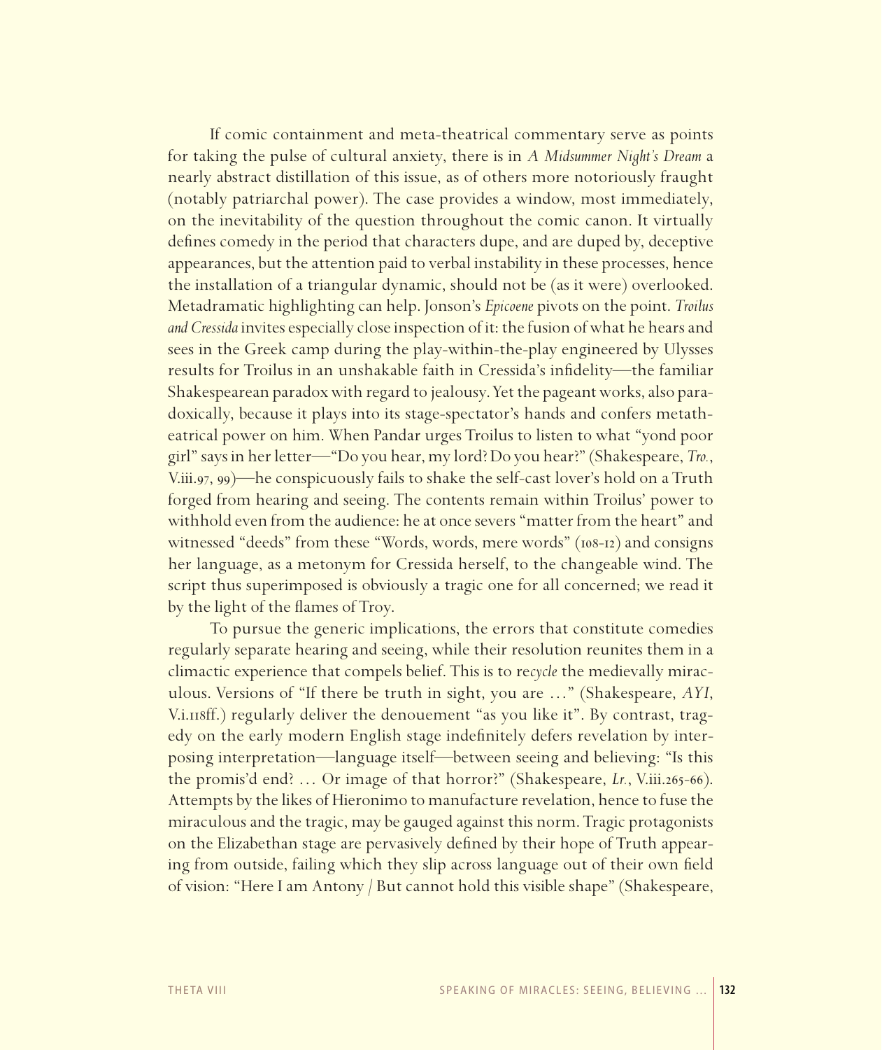If comic containment and meta-theatrical commentary serve as points for taking the pulse of cultural anxiety, there is in *A Midsummer Night's Dream* a nearly abstract distillation of this issue, as of others more notoriously fraught (notably patriarchal power). The case provides a window, most immediately, on the inevitability of the question throughout the comic canon. It virtually defines comedy in the period that characters dupe, and are duped by, deceptive appearances, but the attention paid to verbal instability in these processes, hence the installation of a triangular dynamic, should not be (as it were) overlooked. Metadramatic highlighting can help. Jonson's *Epicoene* pivots on the point. *Troilus and Cressida* invites especially close inspection of it: the fusion of what he hears and sees in the Greek camp during the play-within-the-play engineered by Ulysses results for Troilus in an unshakable faith in Cressida's infidelity—the familiar Shakespearean paradox with regard to jealousy. Yet the pageant works, also paradoxically, because it plays into its stage-spectator's hands and confers metatheatrical power on him. When Pandar urges Troilus to listen to what "yond poor girl" says in her letter—"Do you hear, my lord? Do you hear?" (Shakespeare, *Tro.*, V.iii.97, 99)—he conspicuously fails to shake the self-cast lover's hold on a Truth forged from hearing and seeing. The contents remain within Troilus' power to withhold even from the audience: he at once severs "matter from the heart" and witnessed "deeds" from these "Words, words, mere words" (108-12) and consigns her language, as a metonym for Cressida herself, to the changeable wind. The script thus superimposed is obviously a tragic one for all concerned; we read it by the light of the flames of Troy.

To pursue the generic implications, the errors that constitute comedies regularly separate hearing and seeing, while their resolution reunites them in a climactic experience that compels belief. This is to re*cycle* the medievally miraculous. Versions of "If there be truth in sight, you are …" (Shakespeare, *AYI*, V.i.118ff.) regularly deliver the denouement "as you like it". By contrast, tragedy on the early modern English stage indefinitely defers revelation by interposing interpretation—language itself—between seeing and believing: "Is this the promis'd end? … Or image of that horror?" (Shakespeare, *Lr.*, V.iii.265-66). Attempts by the likes of Hieronimo to manufacture revelation, hence to fuse the miraculous and the tragic, may be gauged against this norm. Tragic protagonists on the Elizabethan stage are pervasively defined by their hope of Truth appearing from outside, failing which they slip across language out of their own field of vision: "Here I am Antony / But cannot hold this visible shape" (Shakespeare,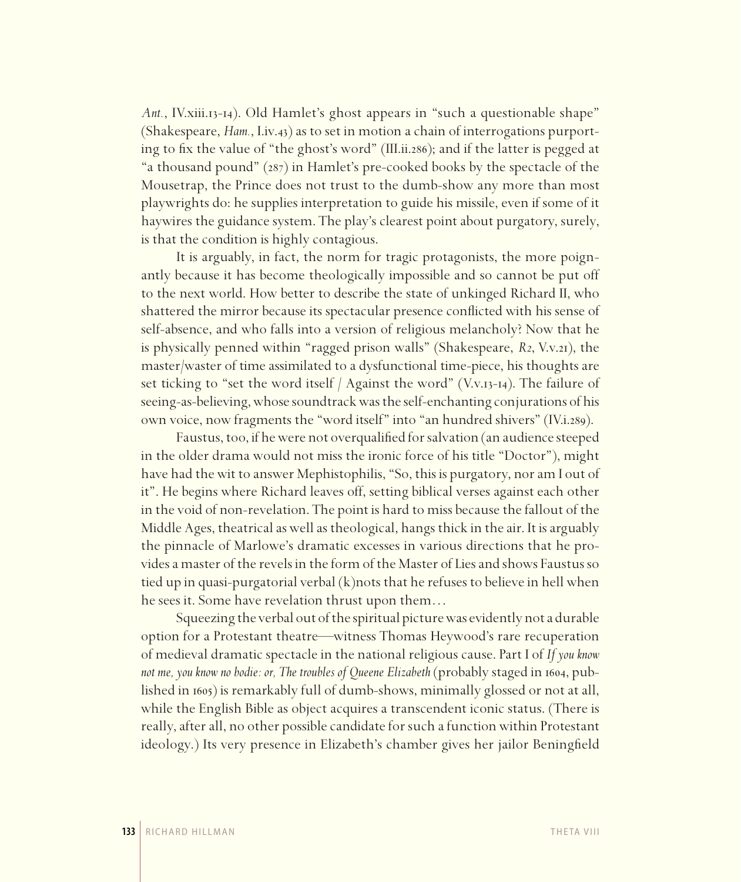*Ant.*, IV.xiii.13-14). Old Hamlet's ghost appears in "such a questionable shape" (Shakespeare, *Ham.*, I.iv.43) as to set in motion a chain of interrogations purporting to fix the value of "the ghost's word" (III.ii.286); and if the latter is pegged at "a thousand pound" (287) in Hamlet's pre-cooked books by the spectacle of the Mousetrap, the Prince does not trust to the dumb-show any more than most playwrights do: he supplies interpretation to guide his missile, even if some of it haywires the guidance system. The play's clearest point about purgatory, surely, is that the condition is highly contagious.

It is arguably, in fact, the norm for tragic protagonists, the more poignantly because it has become theologically impossible and so cannot be put off to the next world. How better to describe the state of unkinged Richard II, who shattered the mirror because its spectacular presence conflicted with his sense of self-absence, and who falls into a version of religious melancholy? Now that he is physically penned within "ragged prison walls" (Shakespeare, *R2*, V.v.21), the master/waster of time assimilated to a dysfunctional time-piece, his thoughts are set ticking to "set the word itself / Against the word" (V.v.13-14). The failure of seeing-as-believing, whose soundtrack was the self-enchanting conjurations of his own voice, now fragments the "word itself" into "an hundred shivers" (IV.i.289).

Faustus, too, if he were not overqualified for salvation (an audience steeped in the older drama would not miss the ironic force of his title "Doctor"), might have had the wit to answer Mephistophilis, "So, this is purgatory, nor am I out of it". He begins where Richard leaves off, setting biblical verses against each other in the void of non-revelation. The point is hard to miss because the fallout of the Middle Ages, theatrical as well as theological, hangs thick in the air. It is arguably the pinnacle of Marlowe's dramatic excesses in various directions that he provides a master of the revels in the form of the Master of Lies and shows Faustus so tied up in quasi-purgatorial verbal (k)nots that he refuses to believe in hell when he sees it. Some have revelation thrust upon them…

Squeezing the verbal out of the spiritual picture was evidently not a durable option for a Protestant theatre—witness Thomas Heywood's rare recuperation of medieval dramatic spectacle in the national religious cause. Part I of *If you know not me, you know no bodie: or, The troubles of Queene Elizabeth* (probably staged in 1604, published in 1605) is remarkably full of dumb-shows, minimally glossed or not at all, while the English Bible as object acquires a transcendent iconic status. (There is really, after all, no other possible candidate for such a function within Protestant ideology.) Its very presence in Elizabeth's chamber gives her jailor Beningfield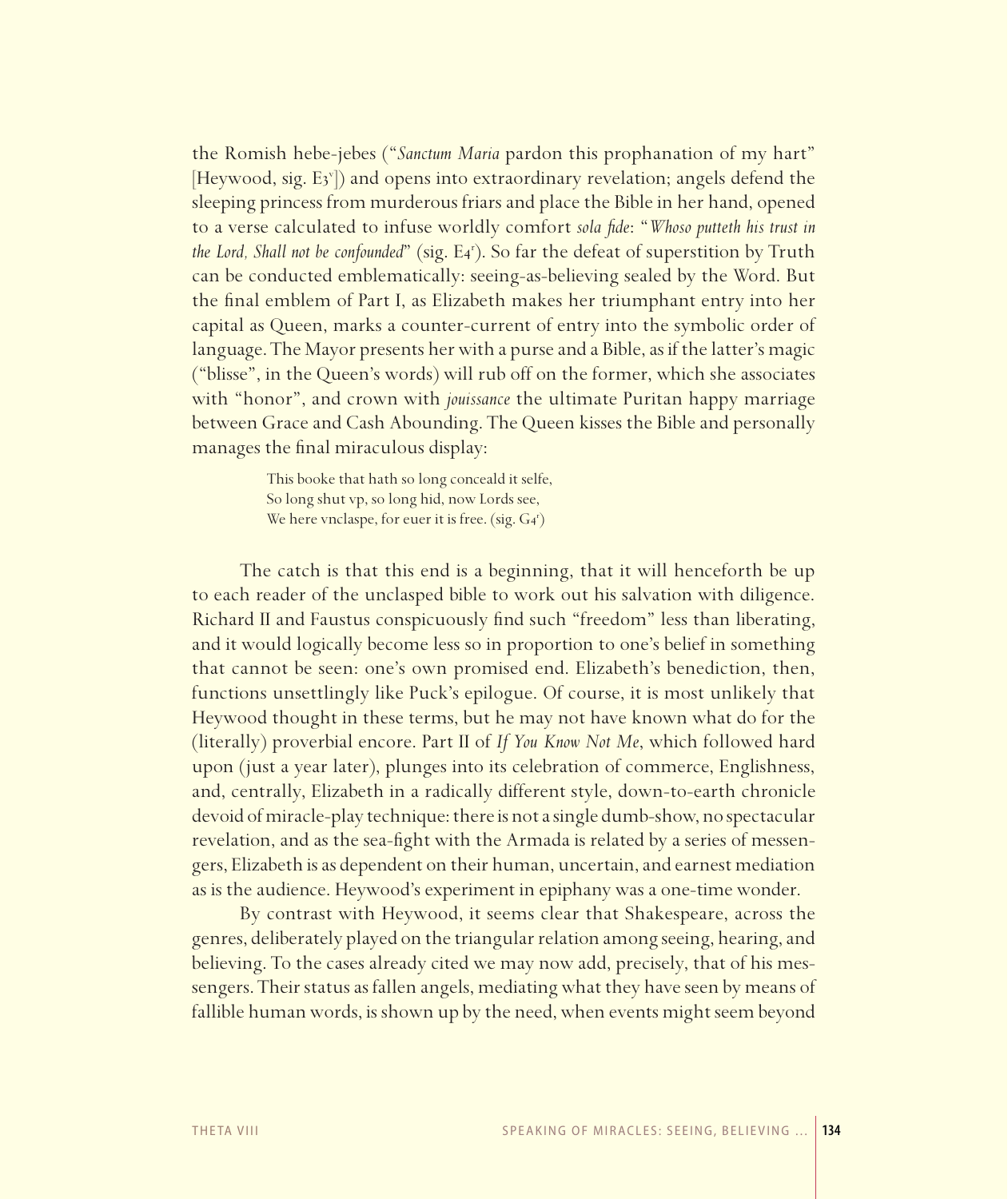the Romish hebe-jebes ("*Sanctum Maria* pardon this prophanation of my hart" [Heywood, sig. E3[v]]) and opens into extraordinary revelation; angels defend the sleeping princess from murderous friars and place the Bible in her hand, opened to a verse calculated to infuse worldly comfort *sola fide*: "*Whoso putteth his trust in the Lord, Shall not be confounded*" (sig. E4[r]). So far the defeat of superstition by Truth can be conducted emblematically: seeing-as-believing sealed by the Word. But the final emblem of Part I, as Elizabeth makes her triumphant entry into her capital as Queen, marks a counter-current of entry into the symbolic order of language. The Mayor presents her with a purse and a Bible, as if the latter's magic ("blisse", in the Queen's words) will rub off on the former, which she associates with "honor", and crown with *jouissance* the ultimate Puritan happy marriage between Grace and Cash Abounding. The Queen kisses the Bible and personally manages the final miraculous display:

> This booke that hath so long conceald it selfe,
> So long shut vp, so long hid, now Lords see,
> We here vnclaspe, for euer it is free. (sig. G4[r])

The catch is that this end is a beginning, that it will henceforth be up to each reader of the unclasped bible to work out his salvation with diligence. Richard II and Faustus conspicuously find such "freedom" less than liberating, and it would logically become less so in proportion to one's belief in something that cannot be seen: one's own promised end. Elizabeth's benediction, then, functions unsettlingly like Puck's epilogue. Of course, it is most unlikely that Heywood thought in these terms, but he may not have known what do for the (literally) proverbial encore. Part II of *If You Know Not Me*, which followed hard upon (just a year later), plunges into its celebration of commerce, Englishness, and, centrally, Elizabeth in a radically different style, down-to-earth chronicle devoid of miracle-play technique: there is not a single dumb-show, no spectacular revelation, and as the sea-fight with the Armada is related by a series of messengers, Elizabeth is as dependent on their human, uncertain, and earnest mediation as is the audience. Heywood's experiment in epiphany was a one-time wonder.

By contrast with Heywood, it seems clear that Shakespeare, across the genres, deliberately played on the triangular relation among seeing, hearing, and believing. To the cases already cited we may now add, precisely, that of his messengers. Their status as fallen angels, mediating what they have seen by means of fallible human words, is shown up by the need, when events might seem beyond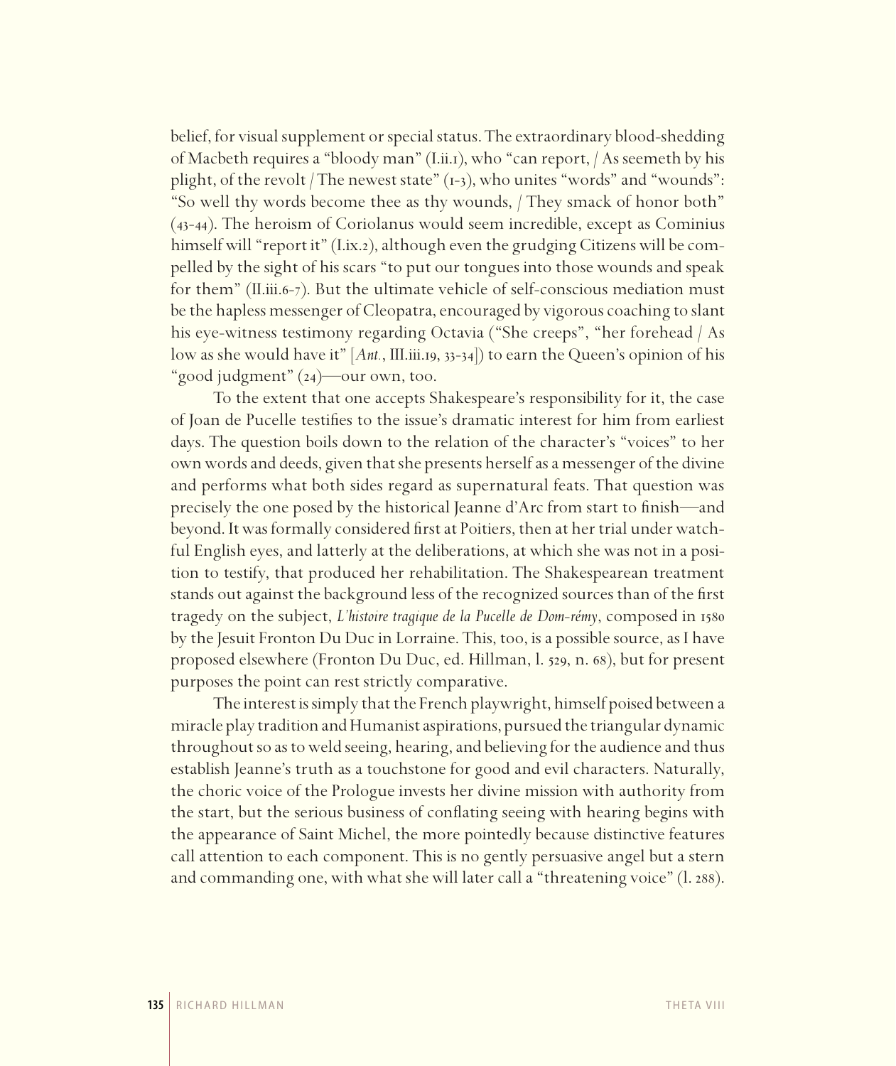belief, for visual supplement or special status. The extraordinary blood-shedding of Macbeth requires a "bloody man" (I.ii.1), who "can report, / As seemeth by his plight, of the revolt / The newest state" (1-3), who unites "words" and "wounds": "So well thy words become thee as thy wounds, / They smack of honor both" (43-44). The heroism of Coriolanus would seem incredible, except as Cominius himself will "report it" (I.ix.2), although even the grudging Citizens will be compelled by the sight of his scars "to put our tongues into those wounds and speak for them" (II.iii.6-7). But the ultimate vehicle of self-conscious mediation must be the hapless messenger of Cleopatra, encouraged by vigorous coaching to slant his eye-witness testimony regarding Octavia ("She creeps", "her forehead / As low as she would have it" [*Ant.*, III.iii.19, 33-34]) to earn the Queen's opinion of his "good judgment" (24)—our own, too.

To the extent that one accepts Shakespeare's responsibility for it, the case of Joan de Pucelle testifies to the issue's dramatic interest for him from earliest days. The question boils down to the relation of the character's "voices" to her own words and deeds, given that she presents herself as a messenger of the divine and performs what both sides regard as supernatural feats. That question was precisely the one posed by the historical Jeanne d'Arc from start to finish—and beyond. It was formally considered first at Poitiers, then at her trial under watchful English eyes, and latterly at the deliberations, at which she was not in a position to testify, that produced her rehabilitation. The Shakespearean treatment stands out against the background less of the recognized sources than of the first tragedy on the subject, *L'histoire tragique de la Pucelle de Dom-rémy*, composed in 1580 by the Jesuit Fronton Du Duc in Lorraine. This, too, is a possible source, as I have proposed elsewhere (Fronton Du Duc, ed. Hillman, l. 529, n. 68), but for present purposes the point can rest strictly comparative.

The interest is simply that the French playwright, himself poised between a miracle play tradition and Humanist aspirations, pursued the triangular dynamic throughout so as to weld seeing, hearing, and believing for the audience and thus establish Jeanne's truth as a touchstone for good and evil characters. Naturally, the choric voice of the Prologue invests her divine mission with authority from the start, but the serious business of conflating seeing with hearing begins with the appearance of Saint Michel, the more pointedly because distinctive features call attention to each component. This is no gently persuasive angel but a stern and commanding one, with what she will later call a "threatening voice" (l. 288).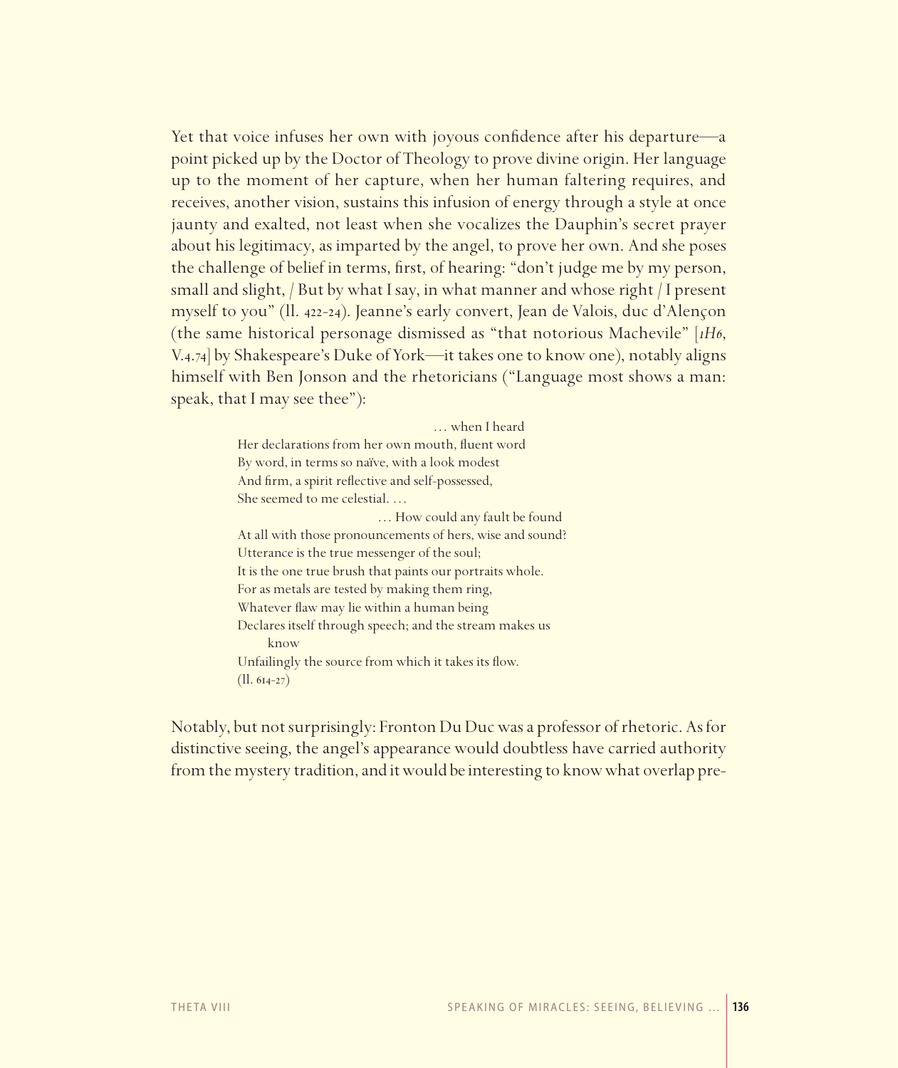Yet that voice infuses her own with joyous confidence after his departure—a point picked up by the Doctor of Theology to prove divine origin. Her language up to the moment of her capture, when her human faltering requires, and receives, another vision, sustains this infusion of energy through a style at once jaunty and exalted, not least when she vocalizes the Dauphin's secret prayer about his legitimacy, as imparted by the angel, to prove her own. And she poses the challenge of belief in terms, first, of hearing: "don't judge me by my person, small and slight, / But by what I say, in what manner and whose right / I present myself to you" (ll. 422-24). Jeanne's early convert, Jean de Valois, duc d'Alençon (the same historical personage dismissed as "that notorious Machevile" [*1H6*, V.4.74] by Shakespeare's Duke of York—it takes one to know one), notably aligns himself with Ben Jonson and the rhetoricians ("Language most shows a man: speak, that I may see thee"):

> … when I heard
> Her declarations from her own mouth, fluent word
> By word, in terms so naïve, with a look modest
> And firm, a spirit reflective and self-possessed,
> She seemed to me celestial. …
> … How could any fault be found
> At all with those pronouncements of hers, wise and sound?
> Utterance is the true messenger of the soul;
> It is the one true brush that paints our portraits whole.
> For as metals are tested by making them ring,
> Whatever flaw may lie within a human being
> Declares itself through speech; and the stream makes us
> know
> Unfailingly the source from which it takes its flow.
> (ll. 614-27)

Notably, but not surprisingly: Fronton Du Duc was a professor of rhetoric. As for distinctive seeing, the angel's appearance would doubtless have carried authority from the mystery tradition, and it would be interesting to know what overlap pre-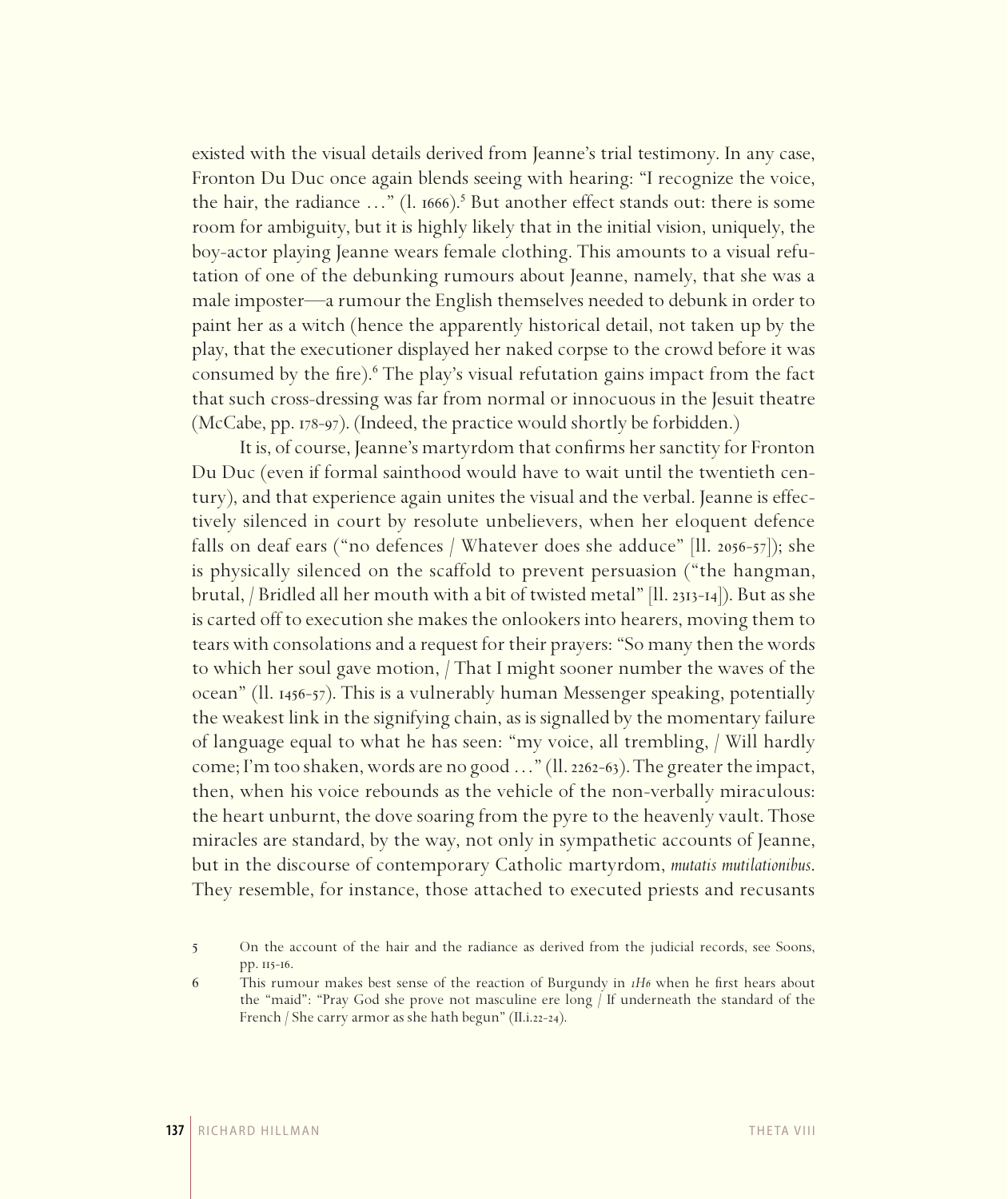existed with the visual details derived from Jeanne's trial testimony. In any case, Fronton Du Duc once again blends seeing with hearing: "I recognize the voice, the hair, the radiance …" (l. 1666).[5] But another effect stands out: there is some room for ambiguity, but it is highly likely that in the initial vision, uniquely, the boy-actor playing Jeanne wears female clothing. This amounts to a visual refutation of one of the debunking rumours about Jeanne, namely, that she was a male imposter—a rumour the English themselves needed to debunk in order to paint her as a witch (hence the apparently historical detail, not taken up by the play, that the executioner displayed her naked corpse to the crowd before it was consumed by the fire).[6] The play's visual refutation gains impact from the fact that such cross-dressing was far from normal or innocuous in the Jesuit theatre (McCabe, pp. 178-97). (Indeed, the practice would shortly be forbidden.)

It is, of course, Jeanne's martyrdom that confirms her sanctity for Fronton Du Duc (even if formal sainthood would have to wait until the twentieth century), and that experience again unites the visual and the verbal. Jeanne is effectively silenced in court by resolute unbelievers, when her eloquent defence falls on deaf ears ("no defences / Whatever does she adduce" [ll. 2056-57]); she is physically silenced on the scaffold to prevent persuasion ("the hangman, brutal, / Bridled all her mouth with a bit of twisted metal" [ll. 2313-14]). But as she is carted off to execution she makes the onlookers into hearers, moving them to tears with consolations and a request for their prayers: "So many then the words to which her soul gave motion, / That I might sooner number the waves of the ocean" (ll. 1456-57). This is a vulnerably human Messenger speaking, potentially the weakest link in the signifying chain, as is signalled by the momentary failure of language equal to what he has seen: "my voice, all trembling, / Will hardly come; I'm too shaken, words are no good …" (ll. 2262-63). The greater the impact, then, when his voice rebounds as the vehicle of the non-verbally miraculous: the heart unburnt, the dove soaring from the pyre to the heavenly vault. Those miracles are standard, by the way, not only in sympathetic accounts of Jeanne, but in the discourse of contemporary Catholic martyrdom, *mutatis mutilationibus*. They resemble, for instance, those attached to executed priests and recusants

5 On the account of the hair and the radiance as derived from the judicial records, see Soons, pp. 115-16.

6 This rumour makes best sense of the reaction of Burgundy in *1H6* when he first hears about the "maid": "Pray God she prove not masculine ere long / If underneath the standard of the French / She carry armor as she hath begun" (II.i.22-24).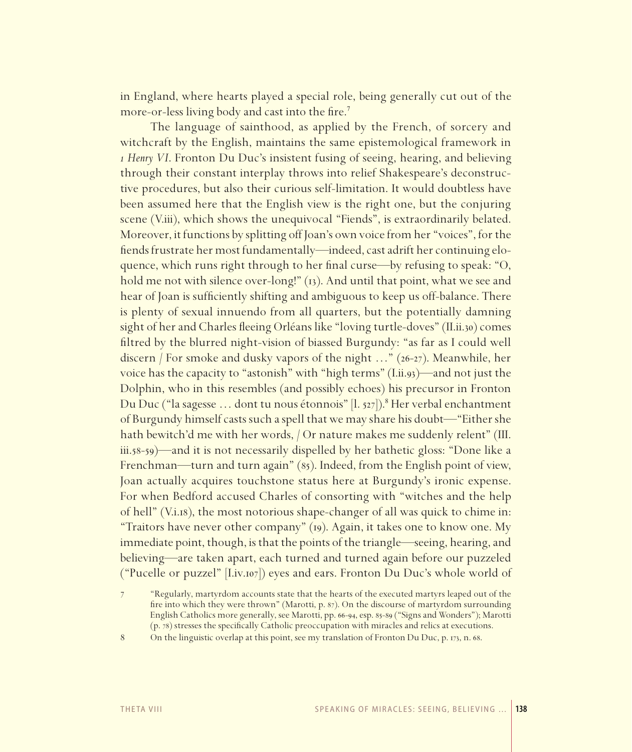in England, where hearts played a special role, being generally cut out of the more-or-less living body and cast into the fire.[7]

The language of sainthood, as applied by the French, of sorcery and witchcraft by the English, maintains the same epistemological framework in *1 Henry VI*. Fronton Du Duc's insistent fusing of seeing, hearing, and believing through their constant interplay throws into relief Shakespeare's deconstructive procedures, but also their curious self-limitation. It would doubtless have been assumed here that the English view is the right one, but the conjuring scene (V.iii), which shows the unequivocal "Fiends", is extraordinarily belated. Moreover, it functions by splitting off Joan's own voice from her "voices", for the fiends frustrate her most fundamentally—indeed, cast adrift her continuing eloquence, which runs right through to her final curse—by refusing to speak: "O, hold me not with silence over-long!" (13). And until that point, what we see and hear of Joan is sufficiently shifting and ambiguous to keep us off-balance. There is plenty of sexual innuendo from all quarters, but the potentially damning sight of her and Charles fleeing Orléans like "loving turtle-doves" (II.ii.30) comes filtred by the blurred night-vision of biassed Burgundy: "as far as I could well discern / For smoke and dusky vapors of the night …" (26-27). Meanwhile, her voice has the capacity to "astonish" with "high terms" (I.ii.93)—and not just the Dolphin, who in this resembles (and possibly echoes) his precursor in Fronton Du Duc ("la sagesse … dont tu nous étonnois" [l. 527]).[8] Her verbal enchantment of Burgundy himself casts such a spell that we may share his doubt—"Either she hath bewitch'd me with her words, / Or nature makes me suddenly relent" (III.iii.58-59)—and it is not necessarily dispelled by her bathetic gloss: "Done like a Frenchman—turn and turn again" (85). Indeed, from the English point of view, Joan actually acquires touchstone status here at Burgundy's ironic expense. For when Bedford accused Charles of consorting with "witches and the help of hell" (V.i.18), the most notorious shape-changer of all was quick to chime in: "Traitors have never other company" (19). Again, it takes one to know one. My immediate point, though, is that the points of the triangle—seeing, hearing, and believing—are taken apart, each turned and turned again before our puzzeled ("Pucelle or puzzel" [I.iv.107]) eyes and ears. Fronton Du Duc's whole world of

7 "Regularly, martyrdom accounts state that the hearts of the executed martyrs leaped out of the fire into which they were thrown" (Marotti, p. 87). On the discourse of martyrdom surrounding English Catholics more generally, see Marotti, pp. 66-94, esp. 85-89 ("Signs and Wonders"); Marotti (p. 78) stresses the specifically Catholic preoccupation with miracles and relics at executions.

8 On the linguistic overlap at this point, see my translation of Fronton Du Duc, p. 173, n. 68.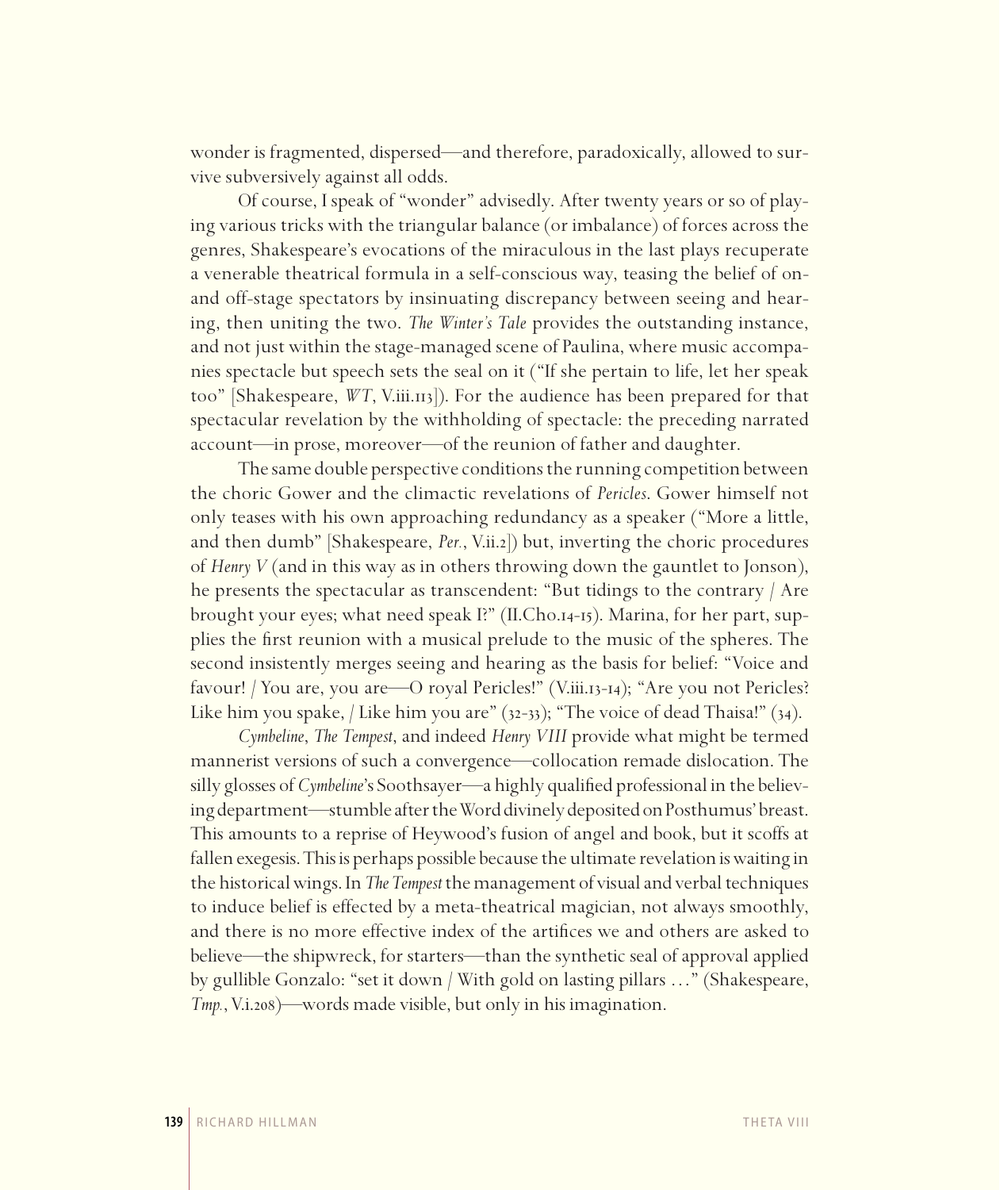wonder is fragmented, dispersed—and therefore, paradoxically, allowed to survive subversively against all odds.

Of course, I speak of "wonder" advisedly. After twenty years or so of playing various tricks with the triangular balance (or imbalance) of forces across the genres, Shakespeare's evocations of the miraculous in the last plays recuperate a venerable theatrical formula in a self-conscious way, teasing the belief of on- and off-stage spectators by insinuating discrepancy between seeing and hearing, then uniting the two. *The Winter's Tale* provides the outstanding instance, and not just within the stage-managed scene of Paulina, where music accompanies spectacle but speech sets the seal on it ("If she pertain to life, let her speak too" [Shakespeare, *WT*, V.iii.113]). For the audience has been prepared for that spectacular revelation by the withholding of spectacle: the preceding narrated account—in prose, moreover—of the reunion of father and daughter.

The same double perspective conditions the running competition between the choric Gower and the climactic revelations of *Pericles*. Gower himself not only teases with his own approaching redundancy as a speaker ("More a little, and then dumb" [Shakespeare, *Per.*, V.ii.2]) but, inverting the choric procedures of *Henry V* (and in this way as in others throwing down the gauntlet to Jonson), he presents the spectacular as transcendent: "But tidings to the contrary / Are brought your eyes; what need speak I?" (II.Cho.14-15). Marina, for her part, supplies the first reunion with a musical prelude to the music of the spheres. The second insistently merges seeing and hearing as the basis for belief: "Voice and favour! / You are, you are—O royal Pericles!" (V.iii.13-14); "Are you not Pericles? Like him you spake, / Like him you are" (32-33); "The voice of dead Thaisa!" (34).

*Cymbeline*, *The Tempest*, and indeed *Henry VIII* provide what might be termed mannerist versions of such a convergence—collocation remade dislocation. The silly glosses of *Cymbeline*'s Soothsayer—a highly qualified professional in the believing department—stumble after the Word divinely deposited on Posthumus' breast. This amounts to a reprise of Heywood's fusion of angel and book, but it scoffs at fallen exegesis. This is perhaps possible because the ultimate revelation is waiting in the historical wings. In *The Tempest* the management of visual and verbal techniques to induce belief is effected by a meta-theatrical magician, not always smoothly, and there is no more effective index of the artifices we and others are asked to believe—the shipwreck, for starters—than the synthetic seal of approval applied by gullible Gonzalo: "set it down / With gold on lasting pillars …" (Shakespeare, *Tmp.*, V.i.208)—words made visible, but only in his imagination.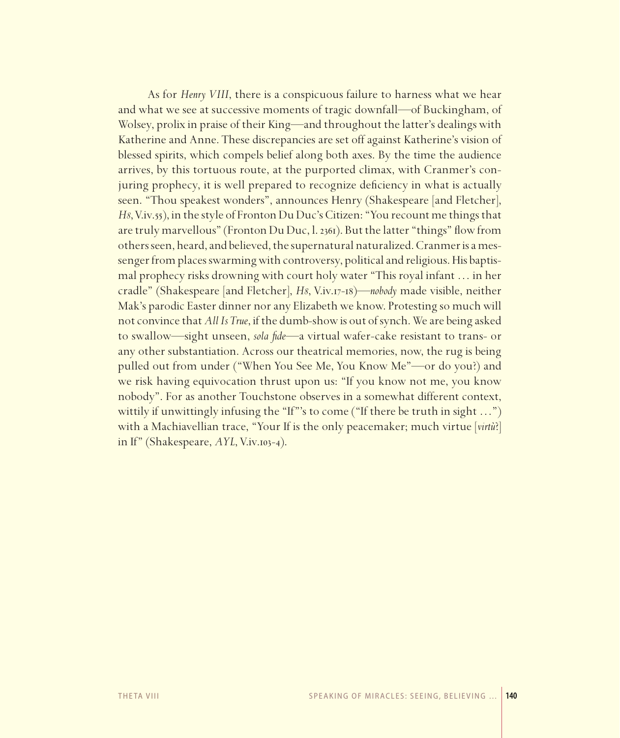As for *Henry VIII*, there is a conspicuous failure to harness what we hear and what we see at successive moments of tragic downfall—of Buckingham, of Wolsey, prolix in praise of their King—and throughout the latter's dealings with Katherine and Anne. These discrepancies are set off against Katherine's vision of blessed spirits, which compels belief along both axes. By the time the audience arrives, by this tortuous route, at the purported climax, with Cranmer's conjuring prophecy, it is well prepared to recognize deficiency in what is actually seen. "Thou speakest wonders", announces Henry (Shakespeare [and Fletcher], *H8*, V.iv.55), in the style of Fronton Du Duc's Citizen: "You recount me things that are truly marvellous" (Fronton Du Duc, l. 2361). But the latter "things" flow from others seen, heard, and believed, the supernatural naturalized. Cranmer is a messenger from places swarming with controversy, political and religious. His baptismal prophecy risks drowning with court holy water "This royal infant … in her cradle" (Shakespeare [and Fletcher], *H8*, V.iv.17-18)—*nobody* made visible, neither Mak's parodic Easter dinner nor any Elizabeth we know. Protesting so much will not convince that *All Is True*, if the dumb-show is out of synch. We are being asked to swallow—sight unseen, *sola fide*—a virtual wafer-cake resistant to trans- or any other substantiation. Across our theatrical memories, now, the rug is being pulled out from under ("When You See Me, You Know Me"—or do you?) and we risk having equivocation thrust upon us: "If you know not me, you know nobody". For as another Touchstone observes in a somewhat different context, wittily if unwittingly infusing the "If"'s to come ("If there be truth in sight …") with a Machiavellian trace, "Your If is the only peacemaker; much virtue [*virtù*?] in If" (Shakespeare, *AYL*, V.iv.103-4).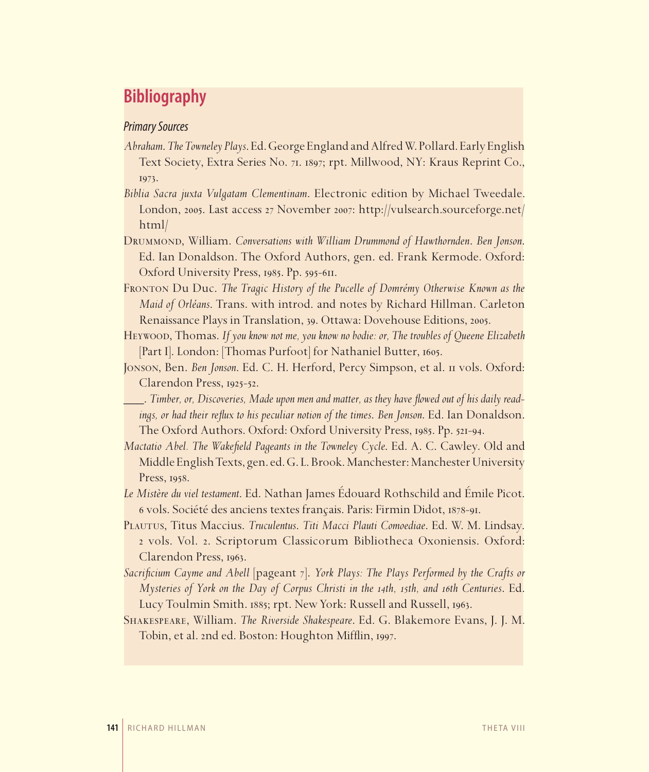# Bibliography

## *Primary Sources*

*Abraham*. *The Towneley Plays*. Ed. George England and Alfred W. Pollard. Early English Text Society, Extra Series No. 71. 1897; rpt. Millwood, NY: Kraus Reprint Co., 1973.

*Biblia Sacra juxta Vulgatam Clementinam*. Electronic edition by Michael Tweedale. London, 2005. Last access 27 November 2007: http://vulsearch.sourceforge.net/html/

Drummond, William. *Conversations with William Drummond of Hawthornden*. *Ben Jonson*. Ed. Ian Donaldson. The Oxford Authors, gen. ed. Frank Kermode. Oxford: Oxford University Press, 1985. Pp. 595-611.

Fronton Du Duc. *The Tragic History of the Pucelle of Domrémy Otherwise Known as the Maid of Orléans*. Trans. with introd. and notes by Richard Hillman. Carleton Renaissance Plays in Translation, 39. Ottawa: Dovehouse Editions, 2005.

Heywood, Thomas. *If you know not me, you know no bodie: or, The troubles of Queene Elizabeth* [Part I]. London: [Thomas Purfoot] for Nathaniel Butter, 1605.

Jonson, Ben. *Ben Jonson*. Ed. C. H. Herford, Percy Simpson, et al. 11 vols. Oxford: Clarendon Press, 1925-52.

____. *Timber, or, Discoveries, Made upon men and matter, as they have flowed out of his daily readings, or had their reflux to his peculiar notion of the times*. *Ben Jonson*. Ed. Ian Donaldson. The Oxford Authors. Oxford: Oxford University Press, 1985. Pp. 521-94.

*Mactatio Abel*. *The Wakefield Pageants in the Towneley Cycle*. Ed. A. C. Cawley. Old and Middle English Texts, gen. ed. G. L. Brook. Manchester: Manchester University Press, 1958.

*Le Mistère du viel testament*. Ed. Nathan James Édouard Rothschild and Émile Picot. 6 vols. Société des anciens textes français. Paris: Firmin Didot, 1878-91.

Plautus, Titus Maccius. *Truculentus*. *Titi Macci Plauti Comoediae*. Ed. W. M. Lindsay. 2 vols. Vol. 2. Scriptorum Classicorum Bibliotheca Oxoniensis. Oxford: Clarendon Press, 1963.

*Sacrificium Cayme and Abell* [pageant 7]. *York Plays: The Plays Performed by the Crafts or Mysteries of York on the Day of Corpus Christi in the 14th, 15th, and 16th Centuries*. Ed. Lucy Toulmin Smith. 1885; rpt. New York: Russell and Russell, 1963.

Shakespeare, William. *The Riverside Shakespeare*. Ed. G. Blakemore Evans, J. J. M. Tobin, et al. 2nd ed. Boston: Houghton Mifflin, 1997.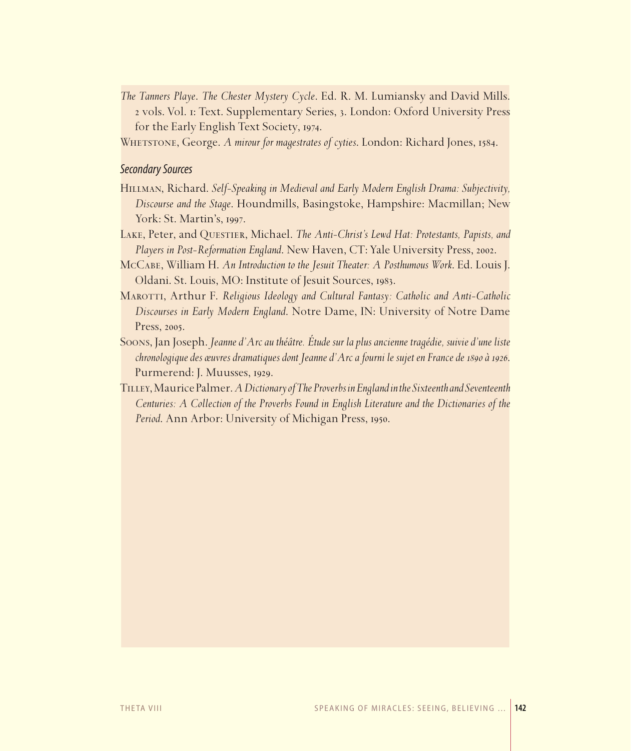*The Tanners Playe*. *The Chester Mystery Cycle*. Ed. R. M. Lumiansky and David Mills. 2 vols. Vol. 1: Text. Supplementary Series, 3. London: Oxford University Press for the Early English Text Society, 1974.

Whetstone, George. *A mirour for magestrates of cyties*. London: Richard Jones, 1584.

### *Secondary Sources*

Hillman, Richard. *Self-Speaking in Medieval and Early Modern English Drama: Subjectivity, Discourse and the Stage*. Houndmills, Basingstoke, Hampshire: Macmillan; New York: St. Martin's, 1997.

Lake, Peter, and Questier, Michael. *The Anti-Christ's Lewd Hat: Protestants, Papists, and Players in Post-Reformation England*. New Haven, CT: Yale University Press, 2002.

McCabe, William H. *An Introduction to the Jesuit Theater: A Posthumous Work*. Ed. Louis J. Oldani. St. Louis, MO: Institute of Jesuit Sources, 1983.

Marotti, Arthur F. *Religious Ideology and Cultural Fantasy: Catholic and Anti-Catholic Discourses in Early Modern England*. Notre Dame, IN: University of Notre Dame Press, 2005.

Soons, Jan Joseph. *Jeanne d'Arc au théâtre. Étude sur la plus ancienne tragédie, suivie d'une liste chronologique des œuvres dramatiques dont Jeanne d'Arc a fourni le sujet en France de 1890 à 1926*. Purmerend: J. Muusses, 1929.

Tilley, Maurice Palmer. *A Dictionary of The Proverbs in England in the Sixteenth and Seventeenth Centuries: A Collection of the Proverbs Found in English Literature and the Dictionaries of the Period*. Ann Arbor: University of Michigan Press, 1950.